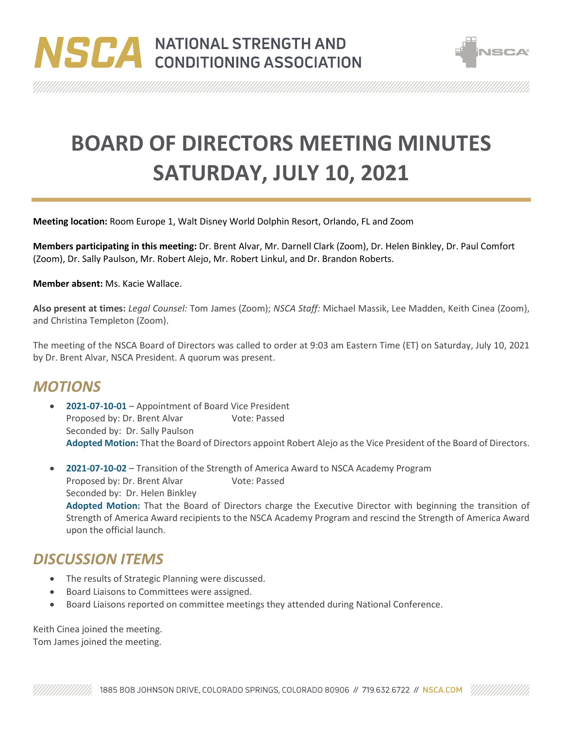# NSCA NATIONAL STRENGTH AND CONDITIONING ASSOCIATION

# BOARD OF DIRECTORS MEETING MINUTES
# SATURDAY, JULY 10, 2021

**Meeting location:** Room Europe 1, Walt Disney World Dolphin Resort, Orlando, FL and Zoom

**Members participating in this meeting:** Dr. Brent Alvar, Mr. Darnell Clark (Zoom), Dr. Helen Binkley, Dr. Paul Comfort (Zoom), Dr. Sally Paulson, Mr. Robert Alejo, Mr. Robert Linkul, and Dr. Brandon Roberts.

**Member absent:** Ms. Kacie Wallace.

**Also present at times:** *Legal Counsel:* Tom James (Zoom); *NSCA Staff:* Michael Massik, Lee Madden, Keith Cinea (Zoom), and Christina Templeton (Zoom).

The meeting of the NSCA Board of Directors was called to order at 9:03 am Eastern Time (ET) on Saturday, July 10, 2021 by Dr. Brent Alvar, NSCA President. A quorum was present.

## *MOTIONS*

- **2021-07-10-01** – Appointment of Board Vice President
  Proposed by: Dr. Brent Alvar Vote: Passed
  Seconded by: Dr. Sally Paulson
  **Adopted Motion:** That the Board of Directors appoint Robert Alejo as the Vice President of the Board of Directors.

- **2021-07-10-02** – Transition of the Strength of America Award to NSCA Academy Program
  Proposed by: Dr. Brent Alvar Vote: Passed
  Seconded by: Dr. Helen Binkley
  **Adopted Motion:** That the Board of Directors charge the Executive Director with beginning the transition of Strength of America Award recipients to the NSCA Academy Program and rescind the Strength of America Award upon the official launch.

## *DISCUSSION ITEMS*

- The results of Strategic Planning were discussed.
- Board Liaisons to Committees were assigned.
- Board Liaisons reported on committee meetings they attended during National Conference.

Keith Cinea joined the meeting.
Tom James joined the meeting.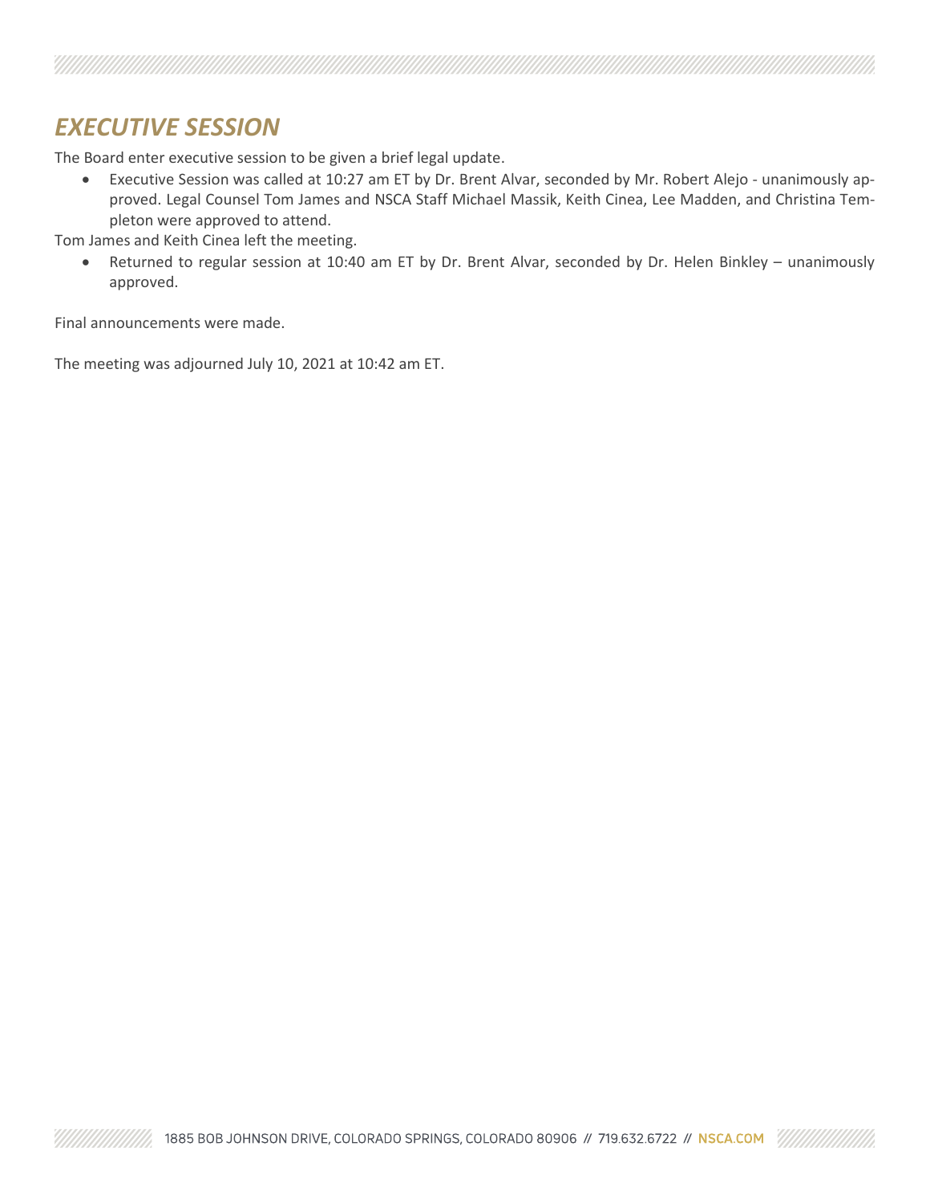## *EXECUTIVE SESSION*

The Board enter executive session to be given a brief legal update.

- Executive Session was called at 10:27 am ET by Dr. Brent Alvar, seconded by Mr. Robert Alejo - unanimously approved. Legal Counsel Tom James and NSCA Staff Michael Massik, Keith Cinea, Lee Madden, and Christina Templeton were approved to attend.

Tom James and Keith Cinea left the meeting.

- Returned to regular session at 10:40 am ET by Dr. Brent Alvar, seconded by Dr. Helen Binkley – unanimously approved.

Final announcements were made.

The meeting was adjourned July 10, 2021 at 10:42 am ET.